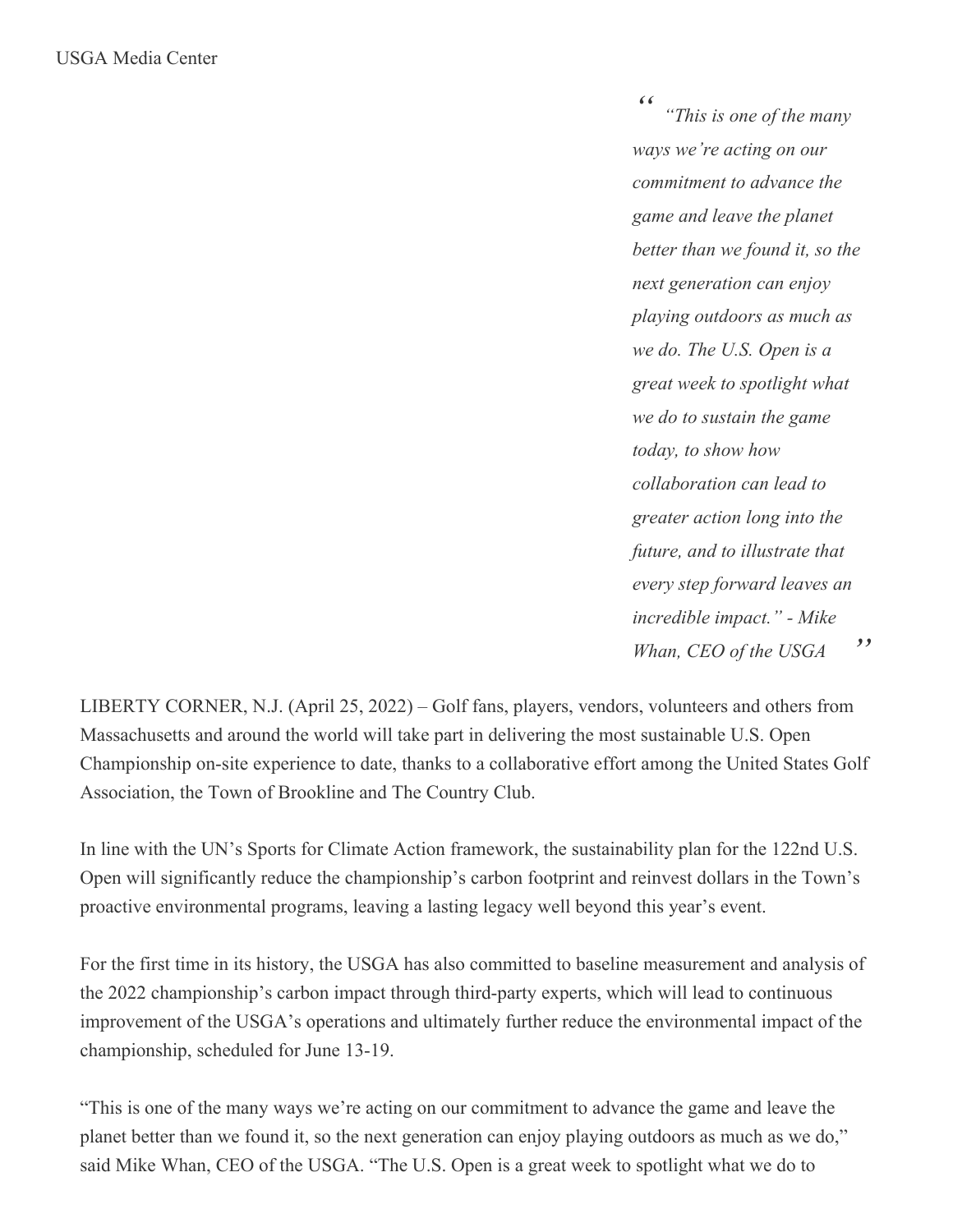USGA Media Center

> *"This is one of the many ways we're acting on our commitment to advance the game and leave the planet better than we found it, so the next generation can enjoy playing outdoors as much as we do. The U.S. Open is a great week to spotlight what we do to sustain the game today, to show how collaboration can lead to greater action long into the future, and to illustrate that every step forward leaves an incredible impact." - Mike Whan, CEO of the USGA*

LIBERTY CORNER, N.J. (April 25, 2022) – Golf fans, players, vendors, volunteers and others from Massachusetts and around the world will take part in delivering the most sustainable U.S. Open Championship on-site experience to date, thanks to a collaborative effort among the United States Golf Association, the Town of Brookline and The Country Club.

In line with the UN's Sports for Climate Action framework, the sustainability plan for the 122nd U.S. Open will significantly reduce the championship's carbon footprint and reinvest dollars in the Town's proactive environmental programs, leaving a lasting legacy well beyond this year's event.

For the first time in its history, the USGA has also committed to baseline measurement and analysis of the 2022 championship's carbon impact through third-party experts, which will lead to continuous improvement of the USGA's operations and ultimately further reduce the environmental impact of the championship, scheduled for June 13-19.

"This is one of the many ways we're acting on our commitment to advance the game and leave the planet better than we found it, so the next generation can enjoy playing outdoors as much as we do," said Mike Whan, CEO of the USGA. "The U.S. Open is a great week to spotlight what we do to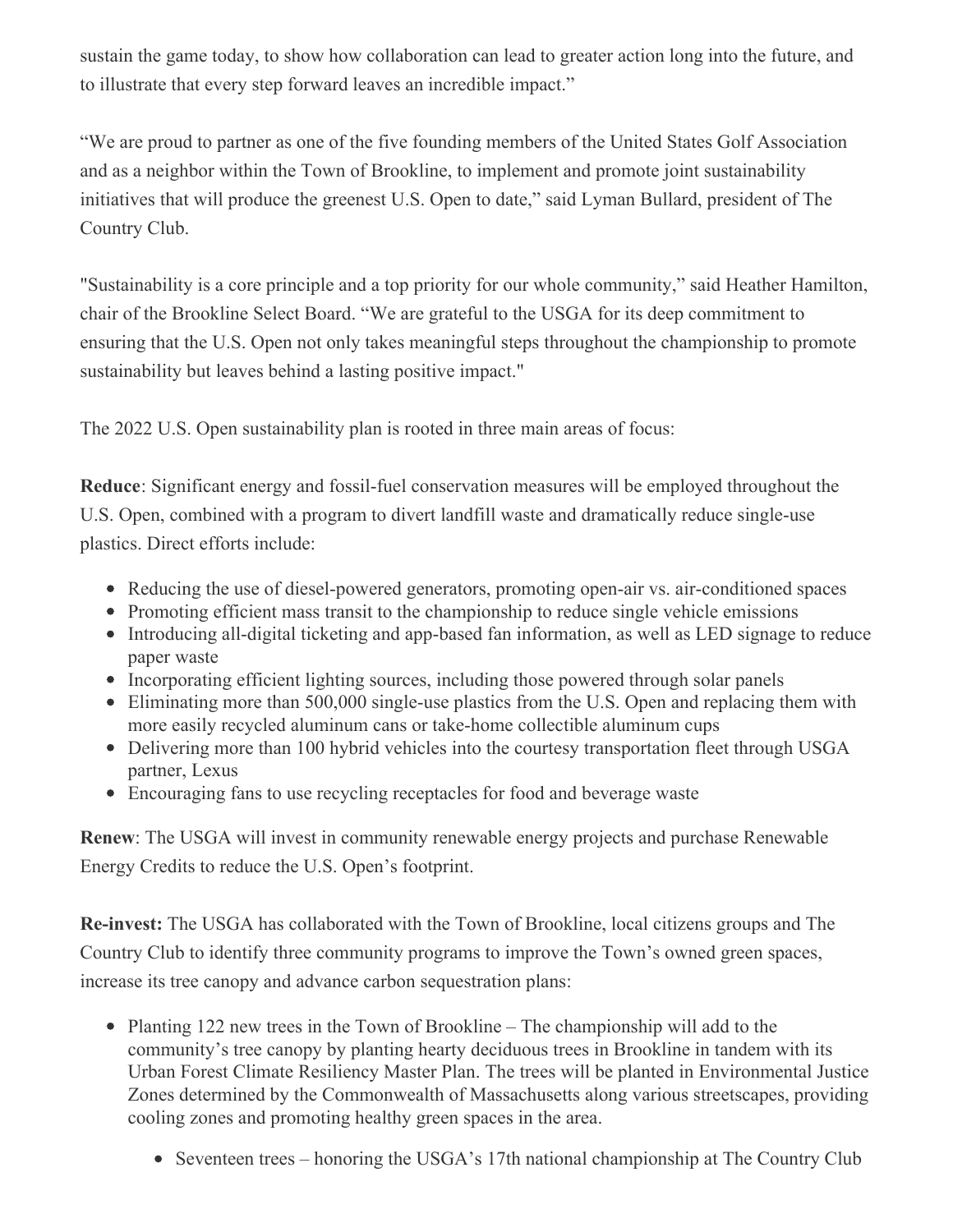sustain the game today, to show how collaboration can lead to greater action long into the future, and to illustrate that every step forward leaves an incredible impact."

"We are proud to partner as one of the five founding members of the United States Golf Association and as a neighbor within the Town of Brookline, to implement and promote joint sustainability initiatives that will produce the greenest U.S. Open to date," said Lyman Bullard, president of The Country Club.

"Sustainability is a core principle and a top priority for our whole community," said Heather Hamilton, chair of the Brookline Select Board. "We are grateful to the USGA for its deep commitment to ensuring that the U.S. Open not only takes meaningful steps throughout the championship to promote sustainability but leaves behind a lasting positive impact."

The 2022 U.S. Open sustainability plan is rooted in three main areas of focus:

**Reduce**: Significant energy and fossil-fuel conservation measures will be employed throughout the U.S. Open, combined with a program to divert landfill waste and dramatically reduce single-use plastics. Direct efforts include:

- Reducing the use of diesel-powered generators, promoting open-air vs. air-conditioned spaces
- Promoting efficient mass transit to the championship to reduce single vehicle emissions
- Introducing all-digital ticketing and app-based fan information, as well as LED signage to reduce paper waste
- Incorporating efficient lighting sources, including those powered through solar panels
- Eliminating more than 500,000 single-use plastics from the U.S. Open and replacing them with more easily recycled aluminum cans or take-home collectible aluminum cups
- Delivering more than 100 hybrid vehicles into the courtesy transportation fleet through USGA partner, Lexus
- Encouraging fans to use recycling receptacles for food and beverage waste

**Renew**: The USGA will invest in community renewable energy projects and purchase Renewable Energy Credits to reduce the U.S. Open's footprint.

**Re-invest:** The USGA has collaborated with the Town of Brookline, local citizens groups and The Country Club to identify three community programs to improve the Town's owned green spaces, increase its tree canopy and advance carbon sequestration plans:

- Planting 122 new trees in the Town of Brookline – The championship will add to the community's tree canopy by planting hearty deciduous trees in Brookline in tandem with its Urban Forest Climate Resiliency Master Plan. The trees will be planted in Environmental Justice Zones determined by the Commonwealth of Massachusetts along various streetscapes, providing cooling zones and promoting healthy green spaces in the area.
  - Seventeen trees – honoring the USGA's 17th national championship at The Country Club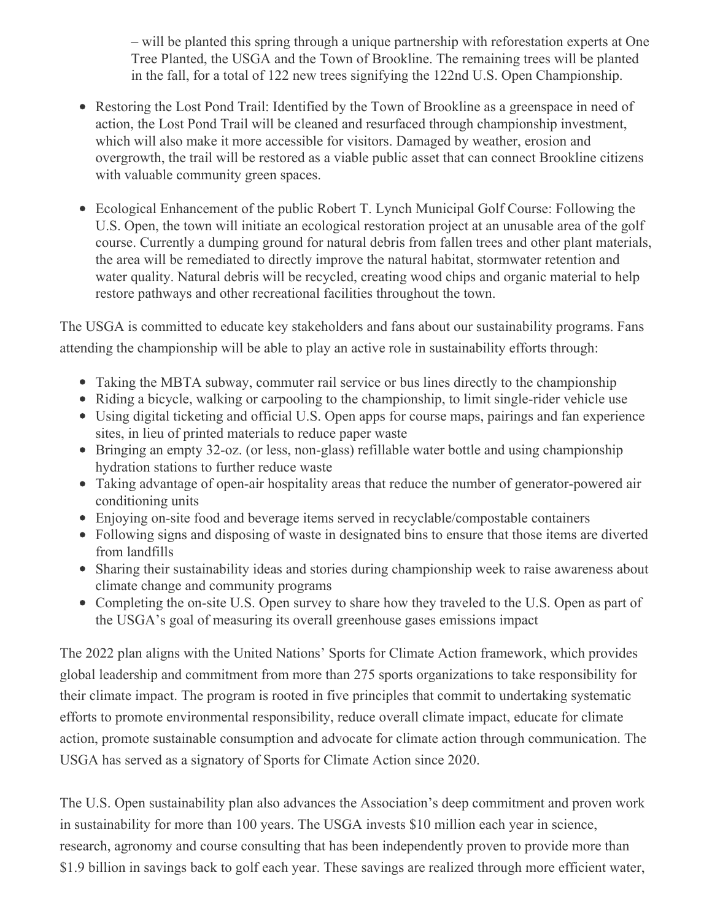– will be planted this spring through a unique partnership with reforestation experts at One Tree Planted, the USGA and the Town of Brookline. The remaining trees will be planted in the fall, for a total of 122 new trees signifying the 122nd U.S. Open Championship.

- Restoring the Lost Pond Trail: Identified by the Town of Brookline as a greenspace in need of action, the Lost Pond Trail will be cleaned and resurfaced through championship investment, which will also make it more accessible for visitors. Damaged by weather, erosion and overgrowth, the trail will be restored as a viable public asset that can connect Brookline citizens with valuable community green spaces.

- Ecological Enhancement of the public Robert T. Lynch Municipal Golf Course: Following the U.S. Open, the town will initiate an ecological restoration project at an unusable area of the golf course. Currently a dumping ground for natural debris from fallen trees and other plant materials, the area will be remediated to directly improve the natural habitat, stormwater retention and water quality. Natural debris will be recycled, creating wood chips and organic material to help restore pathways and other recreational facilities throughout the town.

The USGA is committed to educate key stakeholders and fans about our sustainability programs. Fans attending the championship will be able to play an active role in sustainability efforts through:

- Taking the MBTA subway, commuter rail service or bus lines directly to the championship
- Riding a bicycle, walking or carpooling to the championship, to limit single-rider vehicle use
- Using digital ticketing and official U.S. Open apps for course maps, pairings and fan experience sites, in lieu of printed materials to reduce paper waste
- Bringing an empty 32-oz. (or less, non-glass) refillable water bottle and using championship hydration stations to further reduce waste
- Taking advantage of open-air hospitality areas that reduce the number of generator-powered air conditioning units
- Enjoying on-site food and beverage items served in recyclable/compostable containers
- Following signs and disposing of waste in designated bins to ensure that those items are diverted from landfills
- Sharing their sustainability ideas and stories during championship week to raise awareness about climate change and community programs
- Completing the on-site U.S. Open survey to share how they traveled to the U.S. Open as part of the USGA's goal of measuring its overall greenhouse gases emissions impact

The 2022 plan aligns with the United Nations' Sports for Climate Action framework, which provides global leadership and commitment from more than 275 sports organizations to take responsibility for their climate impact. The program is rooted in five principles that commit to undertaking systematic efforts to promote environmental responsibility, reduce overall climate impact, educate for climate action, promote sustainable consumption and advocate for climate action through communication. The USGA has served as a signatory of Sports for Climate Action since 2020.

The U.S. Open sustainability plan also advances the Association's deep commitment and proven work in sustainability for more than 100 years. The USGA invests $10 million each year in science, research, agronomy and course consulting that has been independently proven to provide more than $1.9 billion in savings back to golf each year. These savings are realized through more efficient water,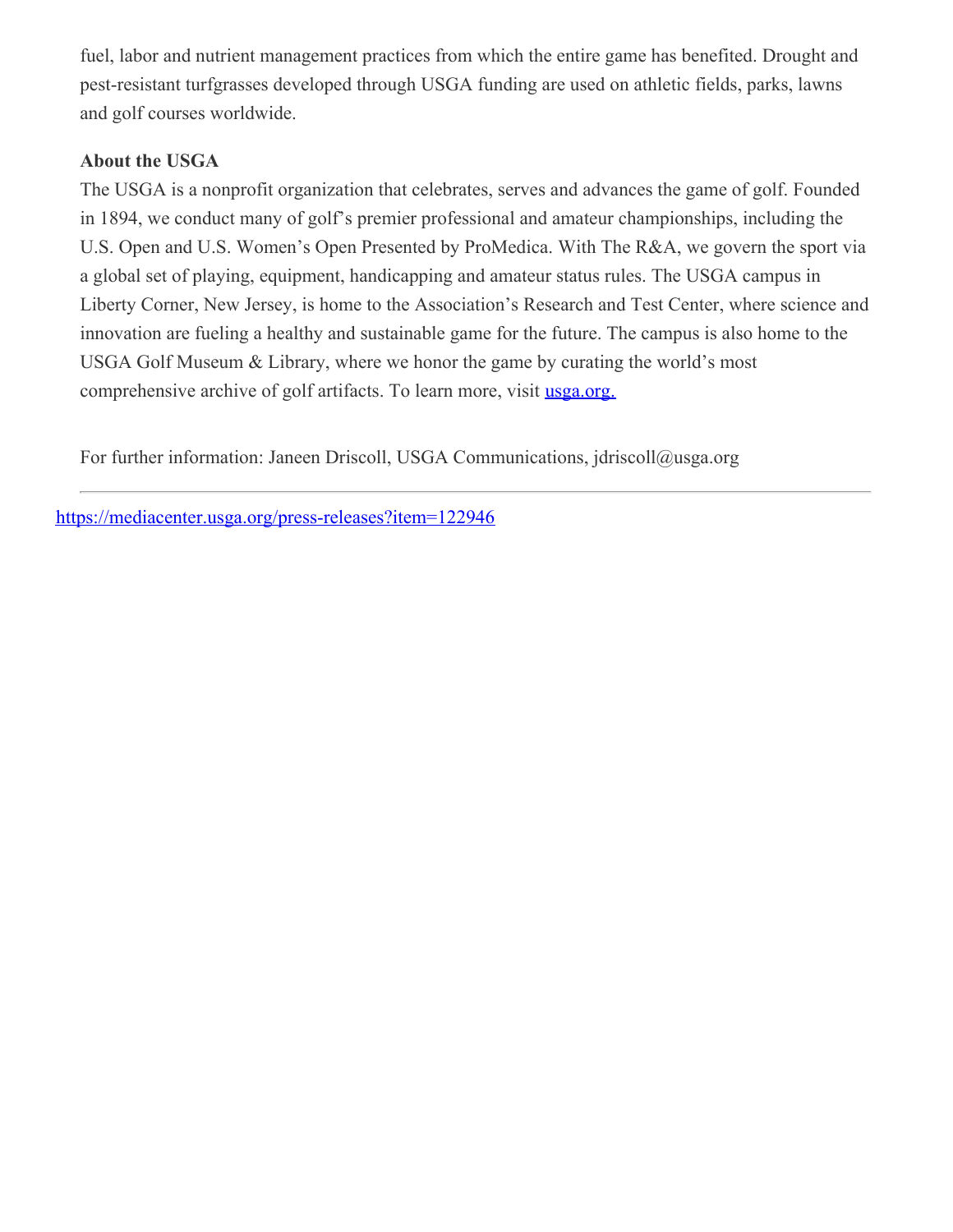fuel, labor and nutrient management practices from which the entire game has benefited. Drought and pest-resistant turfgrasses developed through USGA funding are used on athletic fields, parks, lawns and golf courses worldwide.

**About the USGA**

The USGA is a nonprofit organization that celebrates, serves and advances the game of golf. Founded in 1894, we conduct many of golf's premier professional and amateur championships, including the U.S. Open and U.S. Women's Open Presented by ProMedica. With The R&A, we govern the sport via a global set of playing, equipment, handicapping and amateur status rules. The USGA campus in Liberty Corner, New Jersey, is home to the Association's Research and Test Center, where science and innovation are fueling a healthy and sustainable game for the future. The campus is also home to the USGA Golf Museum & Library, where we honor the game by curating the world's most comprehensive archive of golf artifacts. To learn more, visit [usga.org.](https://usga.org)

For further information: Janeen Driscoll, USGA Communications, jdriscoll@usga.org

---

https://mediacenter.usga.org/press-releases?item=122946